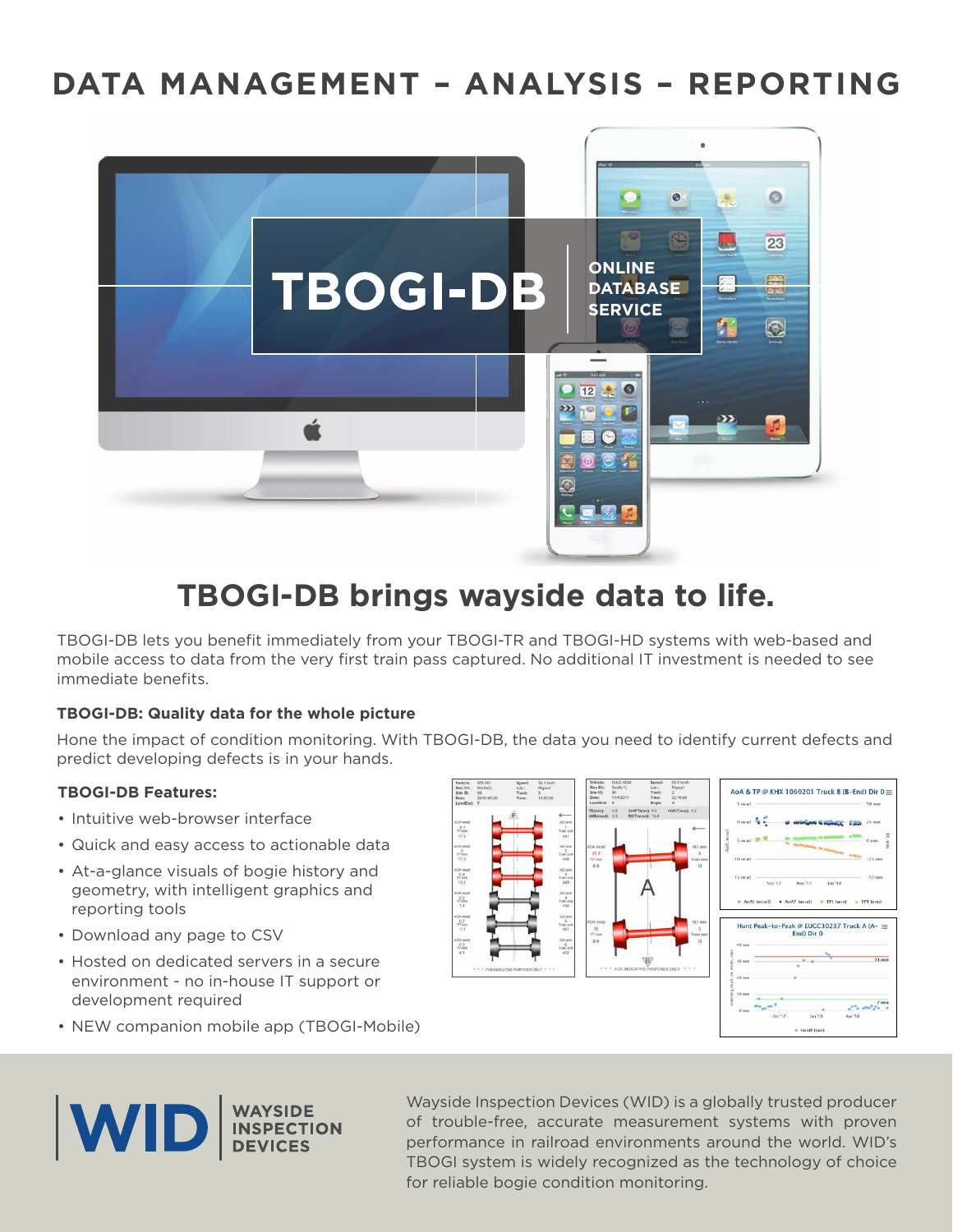# DATA MANAGEMENT – ANALYSIS – REPORTING

TBOGI-DB

ONLINE DATABASE SERVICE

## TBOGI-DB brings wayside data to life.

TBOGI-DB lets you benefit immediately from your TBOGI-TR and TBOGI-HD systems with web-based and mobile access to data from the very first train pass captured. No additional IT investment is needed to see immediate benefits.

### TBOGI-DB: Quality data for the whole picture

Hone the impact of condition monitoring. With TBOGI-DB, the data you need to identify current defects and predict developing defects is in your hands.

### TBOGI-DB Features:

- Intuitive web-browser interface
- Quick and easy access to actionable data
- At-a-glance visuals of bogie history and geometry, with intelligent graphics and reporting tools
- Download any page to CSV
- Hosted on dedicated servers in a secure environment - no in-house IT support or development required
- NEW companion mobile app (TBOGI-Mobile)

WID | WAYSIDE INSPECTION DEVICES

Wayside Inspection Devices (WID) is a globally trusted producer of trouble-free, accurate measurement systems with proven performance in railroad environments around the world. WID's TBOGI system is widely recognized as the technology of choice for reliable bogie condition monitoring.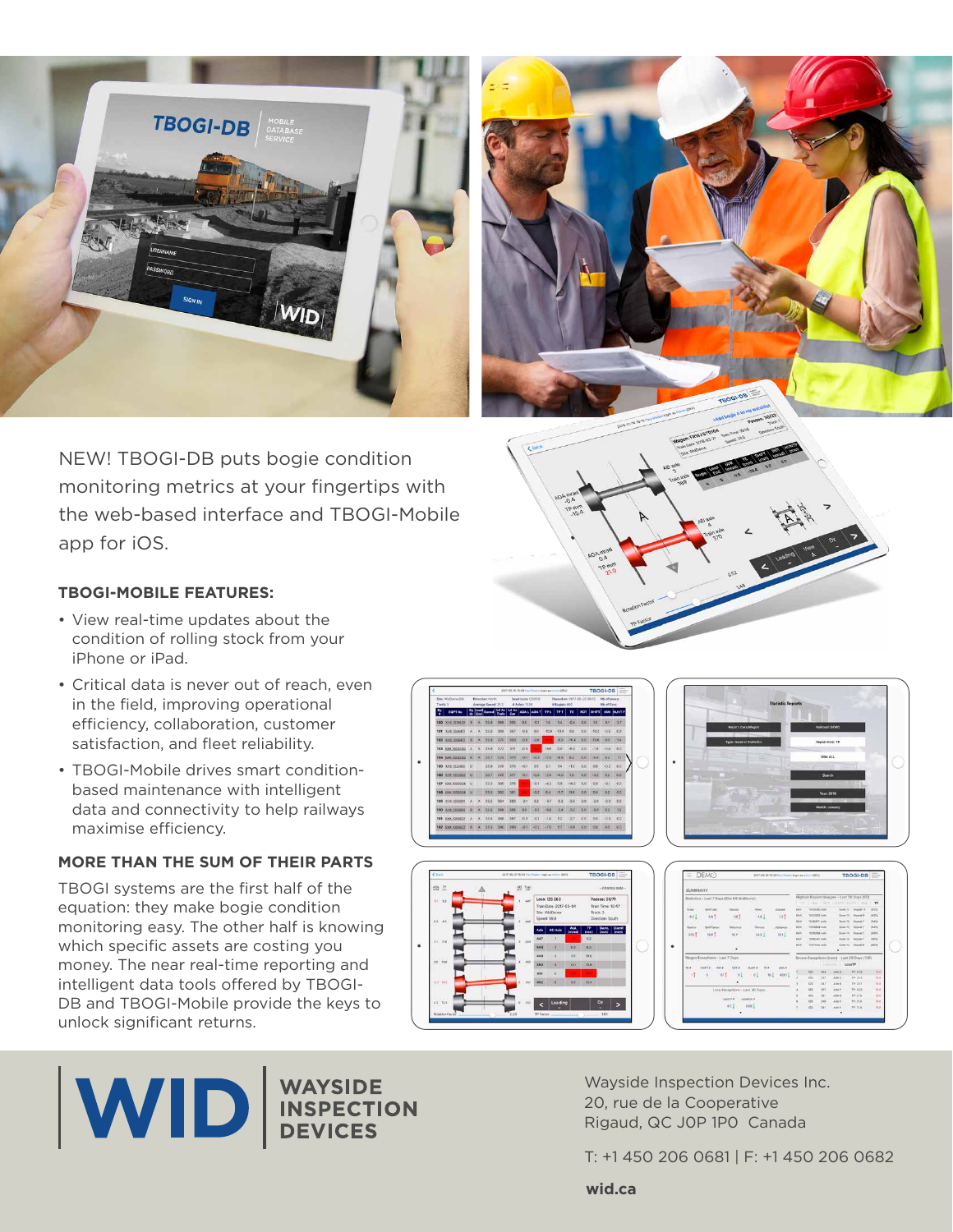NEW! TBOGI-DB puts bogie condition monitoring metrics at your fingertips with the web-based interface and TBOGI-Mobile app for iOS.

### TBOGI-MOBILE FEATURES:

- View real-time updates about the condition of rolling stock from your iPhone or iPad.
- Critical data is never out of reach, even in the field, improving operational efficiency, collaboration, customer satisfaction, and fleet reliability.
- TBOGI-Mobile drives smart condition-based maintenance with intelligent data and connectivity to help railways maximise efficiency.

### MORE THAN THE SUM OF THEIR PARTS

TBOGI systems are the first half of the equation: they make bogie condition monitoring easy. The other half is knowing which specific assets are costing you money. The near real-time reporting and intelligent data tools offered by TBOGI-DB and TBOGI-Mobile provide the keys to unlock significant returns.

**WID** | **WAYSIDE INSPECTION DEVICES**

Wayside Inspection Devices Inc.
20, rue de la Cooperative
Rigaud, QC J0P 1P0 Canada

T: +1 450 206 0681 | F: +1 450 206 0682

**wid.ca**